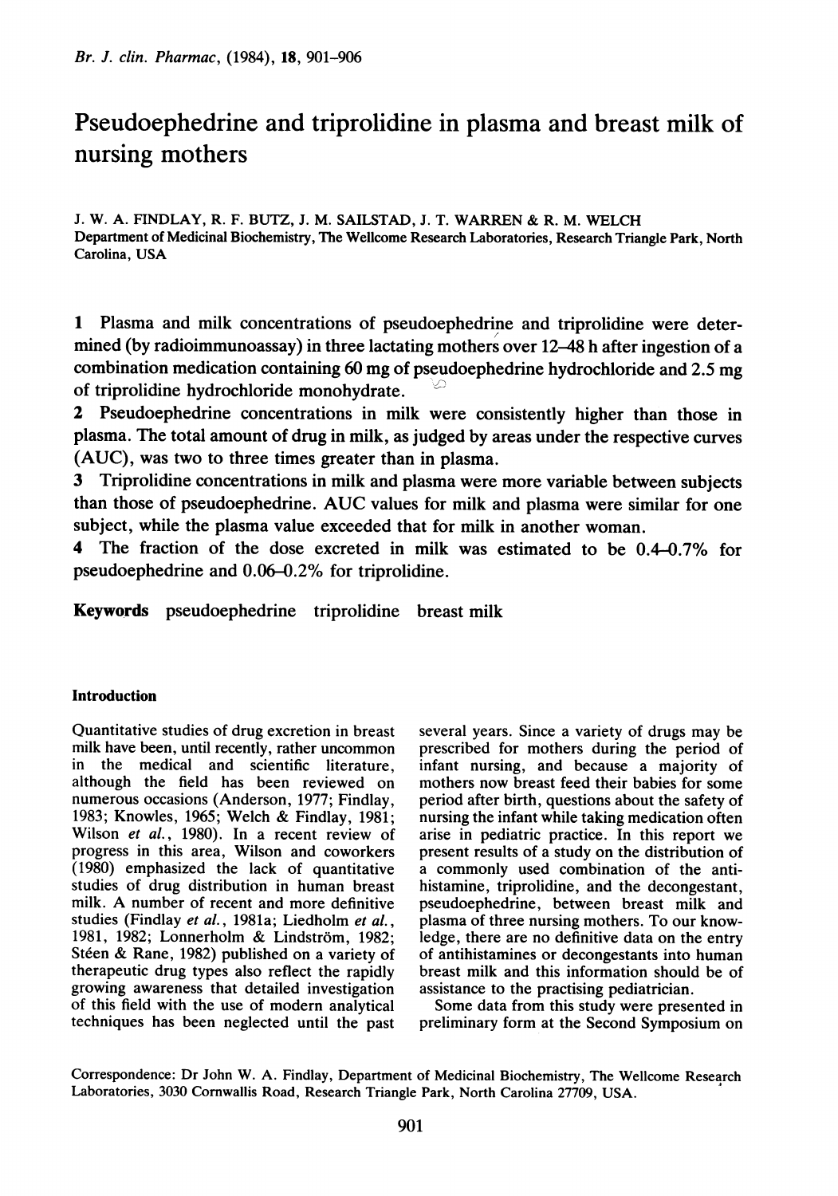# Pseudoephedrine and triprolidine in plasma and breast milk of nursing mothers

J. W. A. FINDLAY, R. F. BUTZ, J. M. SAILSTAD, J. T. WARREN & R. M. WELCH

Department of Medicinal Biochemistry, The Wellcome Research Laboratories, Research Triangle Park, North Carolina, USA

1 Plasma and milk concentrations of pseudoephedrine and triprolidine were determined (by radioimmunoassay) in three lactating mothers over 12–48 h after ingestion of a combination medication containing 60 mg of pseudoephedrine hydrochloride and 2.5 mg of triprolidine hydrochloride monohydrate.

2 Pseudoephedrine concentrations in milk were consistently higher than those in plasma. The total amount of drug in milk, as judged by areas under the respective curves (AUC), was two to three times greater than in plasma.

3 Triprolidine concentrations in milk and plasma were more variable between subjects than those of pseudoephedrine. AUC values for milk and plasma were similar for one subject, while the plasma value exceeded that for milk in another woman.

4 The fraction of the dose excreted in milk was estimated to be 0.4–0.7% for pseudoephedrine and 0.06–0.2% for triprolidine.

**Keywords** pseudoephedrine triprolidine breast milk

## Introduction

Quantitative studies of drug excretion in breast milk have been, until recently, rather uncommon in the medical and scientific literature, although the field has been reviewed on numerous occasions (Anderson, 1977; Findlay, 1983; Knowles, 1965; Welch & Findlay, 1981; Wilson *et al.*, 1980). In a recent review of progress in this area, Wilson and coworkers (1980) emphasized the lack of quantitative studies of drug distribution in human breast milk. A number of recent and more definitive studies (Findlay *et al.*, 1981a; Liedholm *et al.*, 1981, 1982; Lonnerholm & Lindström, 1982; Stéen & Rane, 1982) published on a variety of therapeutic drug types also reflect the rapidly growing awareness that detailed investigation of this field with the use of modern analytical techniques has been neglected until the past several years. Since a variety of drugs may be prescribed for mothers during the period of infant nursing, and because a majority of mothers now breast feed their babies for some period after birth, questions about the safety of nursing the infant while taking medication often arise in pediatric practice. In this report we present results of a study on the distribution of a commonly used combination of the antihistamine, triprolidine, and the decongestant, pseudoephedrine, between breast milk and plasma of three nursing mothers. To our knowledge, there are no definitive data on the entry of antihistamines or decongestants into human breast milk and this information should be of assistance to the practising pediatrician.

Some data from this study were presented in preliminary form at the Second Symposium on

Correspondence: Dr John W. A. Findlay, Department of Medicinal Biochemistry, The Wellcome Research Laboratories, 3030 Cornwallis Road, Research Triangle Park, North Carolina 27709, USA.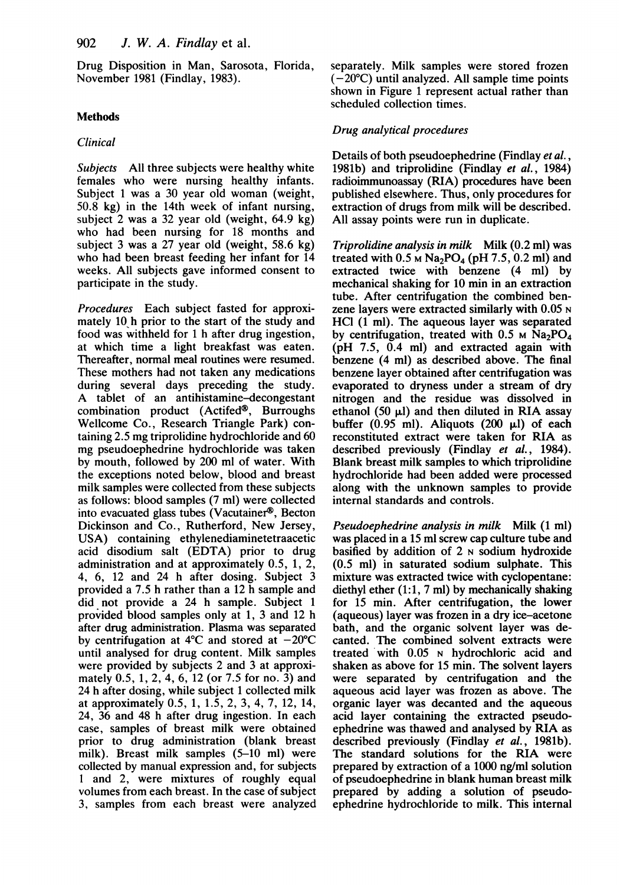Drug Disposition in Man, Sarosota, Florida, November 1981 (Findlay, 1983).

## Methods

### Clinical

*Subjects* All three subjects were healthy white females who were nursing healthy infants. Subject 1 was a 30 year old woman (weight, 50.8 kg) in the 14th week of infant nursing, subject 2 was a 32 year old (weight, 64.9 kg) who had been nursing for 18 months and subject 3 was a 27 year old (weight, 58.6 kg) who had been breast feeding her infant for 14 weeks. All subjects gave informed consent to participate in the study.

*Procedures* Each subject fasted for approximately 10 h prior to the start of the study and food was withheld for 1 h after drug ingestion, at which time a light breakfast was eaten. Thereafter, normal meal routines were resumed. These mothers had not taken any medications during several days preceding the study. A tablet of an antihistamine–decongestant combination product (Actifed®, Burroughs Wellcome Co., Research Triangle Park) containing 2.5 mg triprolidine hydrochloride and 60 mg pseudoephedrine hydrochloride was taken by mouth, followed by 200 ml of water. With the exceptions noted below, blood and breast milk samples were collected from these subjects as follows: blood samples (7 ml) were collected into evacuated glass tubes (Vacutainer®, Becton Dickinson and Co., Rutherford, New Jersey, USA) containing ethylenediaminetetraacetic acid disodium salt (EDTA) prior to drug administration and at approximately 0.5, 1, 2, 4, 6, 12 and 24 h after dosing. Subject 3 provided a 7.5 h rather than a 12 h sample and did not provide a 24 h sample. Subject 1 provided blood samples only at 1, 3 and 12 h after drug administration. Plasma was separated by centrifugation at 4°C and stored at −20°C until analysed for drug content. Milk samples were provided by subjects 2 and 3 at approximately 0.5, 1, 2, 4, 6, 12 (or 7.5 for no. 3) and 24 h after dosing, while subject 1 collected milk at approximately 0.5, 1, 1.5, 2, 3, 4, 7, 12, 14, 24, 36 and 48 h after drug ingestion. In each case, samples of breast milk were obtained prior to drug administration (blank breast milk). Breast milk samples (5–10 ml) were collected by manual expression and, for subjects 1 and 2, were mixtures of roughly equal volumes from each breast. In the case of subject 3, samples from each breast were analyzed separately. Milk samples were stored frozen (−20°C) until analyzed. All sample time points shown in Figure 1 represent actual rather than scheduled collection times.

### Drug analytical procedures

Details of both pseudoephedrine (Findlay *et al.*, 1981b) and triprolidine (Findlay *et al.*, 1984) radioimmunoassay (RIA) procedures have been published elsewhere. Thus, only procedures for extraction of drugs from milk will be described. All assay points were run in duplicate.

*Triprolidine analysis in milk* Milk (0.2 ml) was treated with 0.5 M $Na_2PO_4$ (pH 7.5, 0.2 ml) and extracted twice with benzene (4 ml) by mechanical shaking for 10 min in an extraction tube. After centrifugation the combined benzene layers were extracted similarly with 0.05 N HCl (1 ml). The aqueous layer was separated by centrifugation, treated with 0.5 M $Na_2PO_4$ (pH 7.5, 0.4 ml) and extracted again with benzene (4 ml) as described above. The final benzene layer obtained after centrifugation was evaporated to dryness under a stream of dry nitrogen and the residue was dissolved in ethanol (50 μl) and then diluted in RIA assay buffer (0.95 ml). Aliquots (200 μl) of each reconstituted extract were taken for RIA as described previously (Findlay *et al.*, 1984). Blank breast milk samples to which triprolidine hydrochloride had been added were processed along with the unknown samples to provide internal standards and controls.

*Pseudoephedrine analysis in milk* Milk (1 ml) was placed in a 15 ml screw cap culture tube and basified by addition of 2 N sodium hydroxide (0.5 ml) in saturated sodium sulphate. This mixture was extracted twice with cyclopentane: diethyl ether (1:1, 7 ml) by mechanically shaking for 15 min. After centrifugation, the lower (aqueous) layer was frozen in a dry ice–acetone bath, and the organic solvent layer was decanted. The combined solvent extracts were treated with 0.05 N hydrochloric acid and shaken as above for 15 min. The solvent layers were separated by centrifugation and the aqueous acid layer was frozen as above. The organic layer was decanted and the aqueous acid layer containing the extracted pseudoephedrine was thawed and analysed by RIA as described previously (Findlay *et al.*, 1981b). The standard solutions for the RIA were prepared by extraction of a 1000 ng/ml solution of pseudoephedrine in blank human breast milk prepared by adding a solution of pseudoephedrine hydrochloride to milk. This internal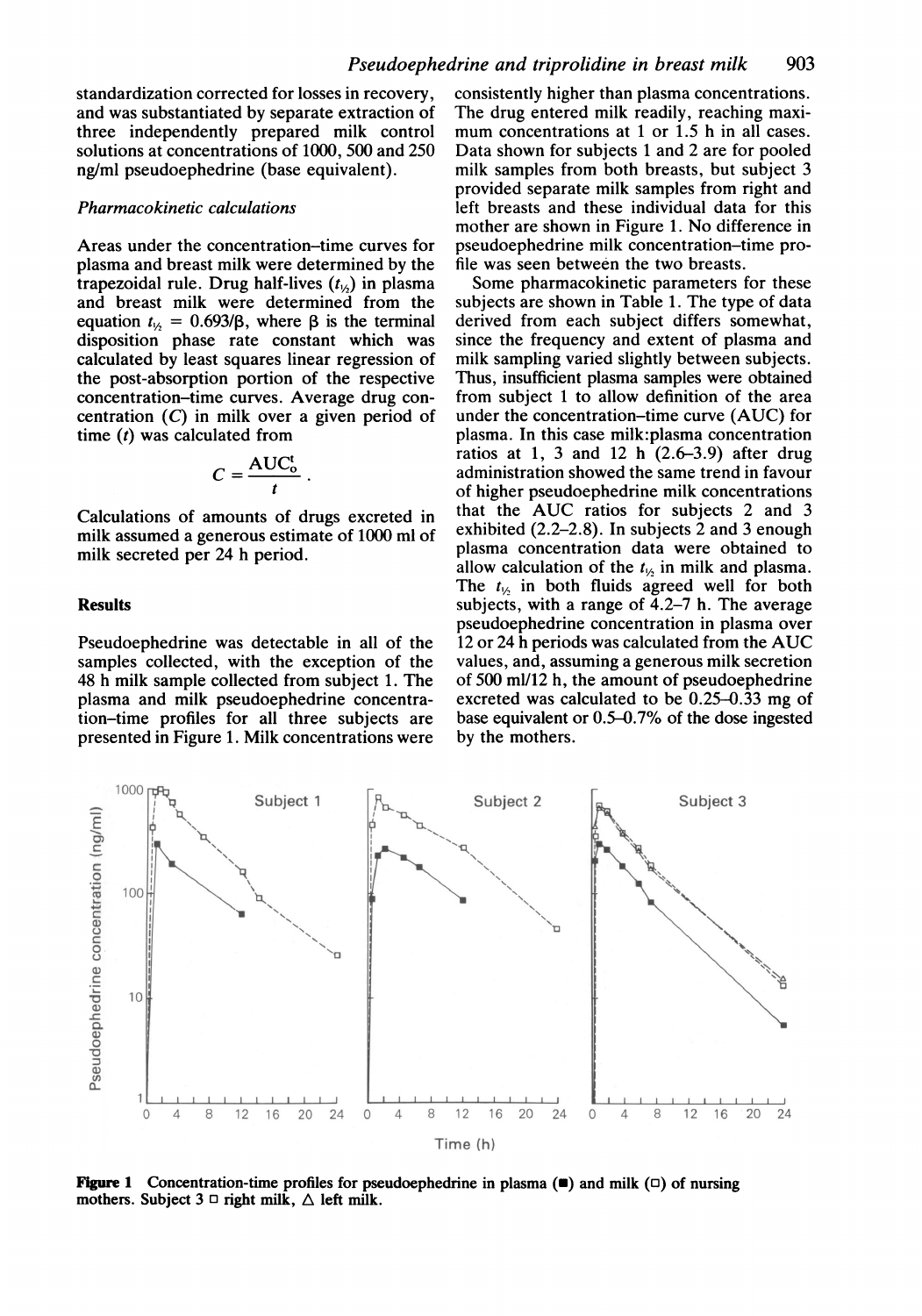standardization corrected for losses in recovery, and was substantiated by separate extraction of three independently prepared milk control solutions at concentrations of 1000, 500 and 250 ng/ml pseudoephedrine (base equivalent).

### *Pharmacokinetic calculations*

Areas under the concentration–time curves for plasma and breast milk were determined by the trapezoidal rule. Drug half-lives ($t_{1/2}$) in plasma and breast milk were determined from the equation $t_{1/2} = 0.693/\beta$, where $\beta$ is the terminal disposition phase rate constant which was calculated by least squares linear regression of the post-absorption portion of the respective concentration–time curves. Average drug concentration ($C$) in milk over a given period of time ($t$) was calculated from

$$C = \frac{\mathrm{AUC}_0^t}{t}.$$

Calculations of amounts of drugs excreted in milk assumed a generous estimate of 1000 ml of milk secreted per 24 h period.

## Results

Pseudoephedrine was detectable in all of the samples collected, with the exception of the 48 h milk sample collected from subject 1. The plasma and milk pseudoephedrine concentration–time profiles for all three subjects are presented in Figure 1. Milk concentrations were consistently higher than plasma concentrations. The drug entered milk readily, reaching maximum concentrations at 1 or 1.5 h in all cases. Data shown for subjects 1 and 2 are for pooled milk samples from both breasts, but subject 3 provided separate milk samples from right and left breasts and these individual data for this mother are shown in Figure 1. No difference in pseudoephedrine milk concentration–time profile was seen between the two breasts.

Some pharmacokinetic parameters for these subjects are shown in Table 1. The type of data derived from each subject differs somewhat, since the frequency and extent of plasma and milk sampling varied slightly between subjects. Thus, insufficient plasma samples were obtained from subject 1 to allow definition of the area under the concentration–time curve (AUC) for plasma. In this case milk:plasma concentration ratios at 1, 3 and 12 h (2.6–3.9) after drug administration showed the same trend in favour of higher pseudoephedrine milk concentrations that the AUC ratios for subjects 2 and 3 exhibited (2.2–2.8). In subjects 2 and 3 enough plasma concentration data were obtained to allow calculation of the $t_{1/2}$ in milk and plasma. The $t_{1/2}$ in both fluids agreed well for both subjects, with a range of 4.2–7 h. The average pseudoephedrine concentration in plasma over 12 or 24 h periods was calculated from the AUC values, and, assuming a generous milk secretion of 500 ml/12 h, the amount of pseudoephedrine excreted was calculated to be 0.25–0.33 mg of base equivalent or 0.5–0.7% of the dose ingested by the mothers.

**Figure 1** Concentration-time profiles for pseudoephedrine in plasma (■) and milk (□) of nursing mothers. Subject 3 □ right milk, △ left milk.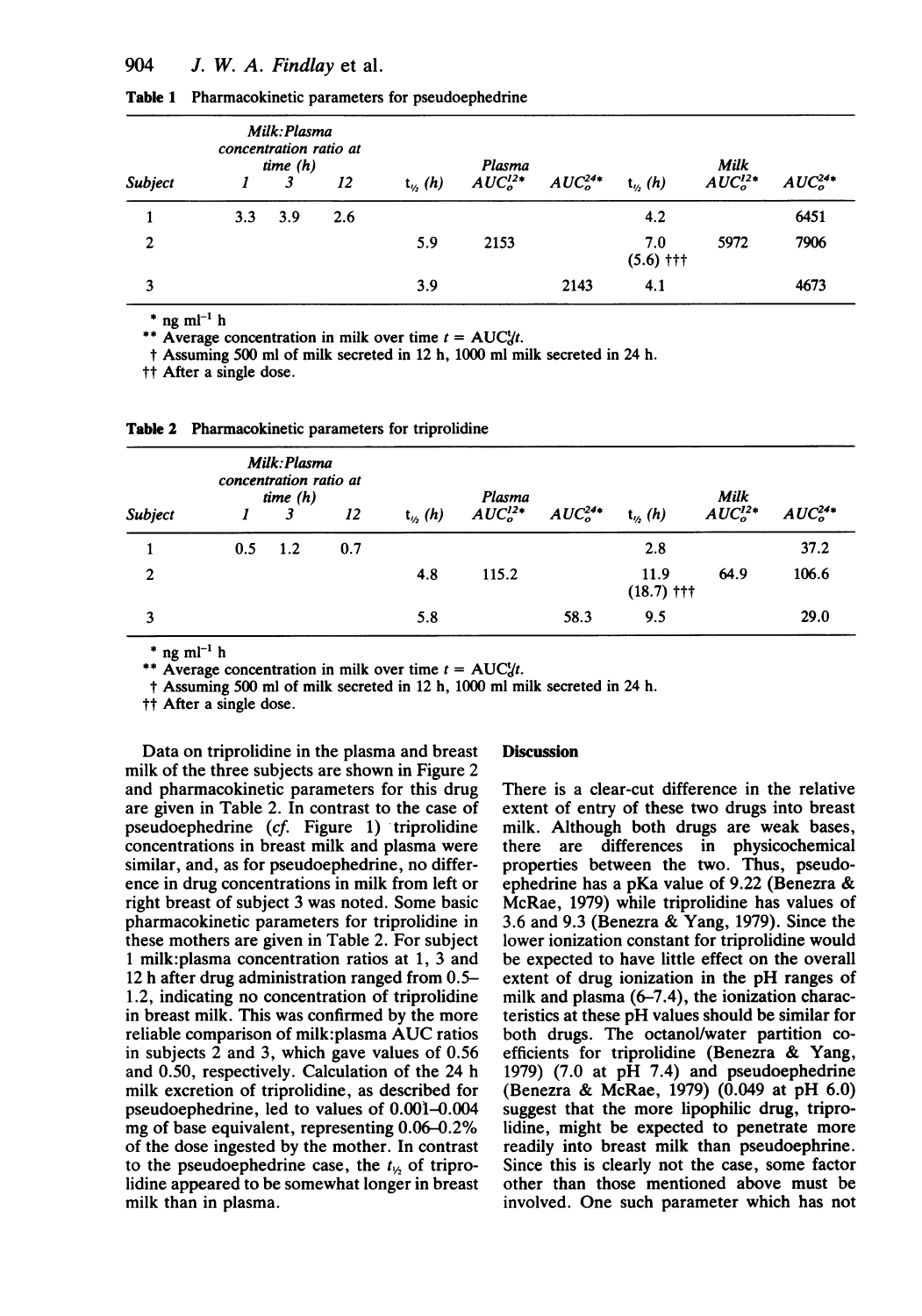**Table 1** Pharmacokinetic parameters for pseudoephedrine

| Subject | Milk:Plasma concentration ratio at time (h) 1 | 3 | 12 | $t_{½}$ (h) | Plasma $AUC_o^{12}$* | $AUC_o^{24}$* | $t_{½}$ (h) | Milk $AUC_o^{12}$* | $AUC_o^{24}$* |
|---|---|---|---|---|---|---|---|---|---|
| 1 | 3.3 | 3.9 | 2.6 | | | | 4.2 | | 6451 |
| 2 | | | | 5.9 | 2153 | | 7.0 (5.6) ††† | 5972 | 7906 |
| 3 | | | | 3.9 | | 2143 | 4.1 | | 4673 |

\* ng $ml^{-1}$ h
** Average concentration in milk over time $t = AUC_o^t/t$.
† Assuming 500 ml of milk secreted in 12 h, 1000 ml milk secreted in 24 h.
†† After a single dose.

**Table 2** Pharmacokinetic parameters for triprolidine

| Subject | Milk:Plasma concentration ratio at time (h) 1 | 3 | 12 | $t_{½}$ (h) | Plasma $AUC_o^{12}$* | $AUC_o^{24}$* | $t_{½}$ (h) | Milk $AUC_o^{12}$* | $AUC_o^{24}$* |
|---|---|---|---|---|---|---|---|---|---|
| 1 | 0.5 | 1.2 | 0.7 | | | | 2.8 | | 37.2 |
| 2 | | | | 4.8 | 115.2 | | 11.9 (18.7) ††† | 64.9 | 106.6 |
| 3 | | | | 5.8 | | 58.3 | 9.5 | | 29.0 |

\* ng $ml^{-1}$ h
** Average concentration in milk over time $t = AUC_o^t/t$.
† Assuming 500 ml of milk secreted in 12 h, 1000 ml milk secreted in 24 h.
†† After a single dose.

Data on triprolidine in the plasma and breast milk of the three subjects are shown in Figure 2 and pharmacokinetic parameters for this drug are given in Table 2. In contrast to the case of pseudoephedrine (*cf.* Figure 1) triprolidine concentrations in breast milk and plasma were similar, and, as for pseudoephedrine, no difference in drug concentrations in milk from left or right breast of subject 3 was noted. Some basic pharmacokinetic parameters for triprolidine in these mothers are given in Table 2. For subject 1 milk:plasma concentration ratios at 1, 3 and 12 h after drug administration ranged from 0.5–1.2, indicating no concentration of triprolidine in breast milk. This was confirmed by the more reliable comparison of milk:plasma AUC ratios in subjects 2 and 3, which gave values of 0.56 and 0.50, respectively. Calculation of the 24 h milk excretion of triprolidine, as described for pseudoephedrine, led to values of 0.001–0.004 mg of base equivalent, representing 0.06–0.2% of the dose ingested by the mother. In contrast to the pseudoephedrine case, the $t_{½}$ of triprolidine appeared to be somewhat longer in breast milk than in plasma.

## Discussion

There is a clear-cut difference in the relative extent of entry of these two drugs into breast milk. Although both drugs are weak bases, there are differences in physicochemical properties between the two. Thus, pseudoephedrine has a pKa value of 9.22 (Benezra & McRae, 1979) while triprolidine has values of 3.6 and 9.3 (Benezra & Yang, 1979). Since the lower ionization constant for triprolidine would be expected to have little effect on the overall extent of drug ionization in the pH ranges of milk and plasma (6–7.4), the ionization characteristics at these pH values should be similar for both drugs. The octanol/water partition coefficients for triprolidine (Benezra & Yang, 1979) (7.0 at pH 7.4) and pseudoephedrine (Benezra & McRae, 1979) (0.049 at pH 6.0) suggest that the more lipophilic drug, triprolidine, might be expected to penetrate more readily into breast milk than pseudoephrine. Since this is clearly not the case, some factor other than those mentioned above must be involved. One such parameter which has not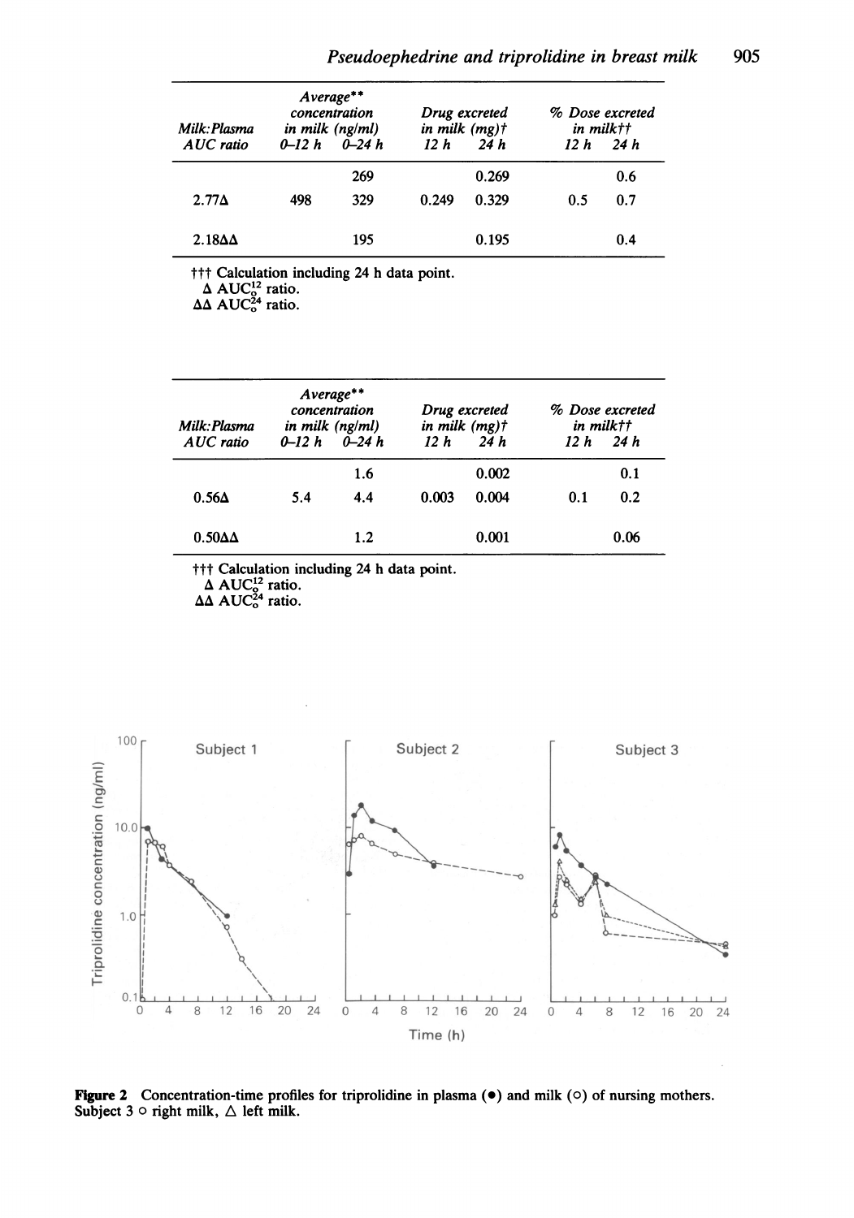| Milk:Plasma AUC ratio | Average** concentration in milk (ng/ml) | | Drug excreted in milk (mg)† | | % Dose excreted in milk†† | |
|---|---|---|---|---|---|---|
| | 0–12 h | 0–24 h | 12 h | 24 h | 12 h | 24 h |
| | | 269 | | 0.269 | | 0.6 |
| 2.77Δ | 498 | 329 | 0.249 | 0.329 | 0.5 | 0.7 |
| 2.18ΔΔ | | 195 | | 0.195 | | 0.4 |

††† Calculation including 24 h data point.
Δ $AUC_0^{12}$ ratio.
ΔΔ $AUC_0^{24}$ ratio.

| Milk:Plasma AUC ratio | Average** concentration in milk (ng/ml) | | Drug excreted in milk (mg)† | | % Dose excreted in milk†† | |
|---|---|---|---|---|---|---|
| | 0–12 h | 0–24 h | 12 h | 24 h | 12 h | 24 h |
| | | 1.6 | | 0.002 | | 0.1 |
| 0.56Δ | 5.4 | 4.4 | 0.003 | 0.004 | 0.1 | 0.2 |
| 0.50ΔΔ | | 1.2 | | 0.001 | | 0.06 |

††† Calculation including 24 h data point.
Δ $AUC_0^{12}$ ratio.
ΔΔ $AUC_0^{24}$ ratio.

**Figure 2** Concentration-time profiles for triprolidine in plasma (●) and milk (○) of nursing mothers. Subject 3 ○ right milk, △ left milk.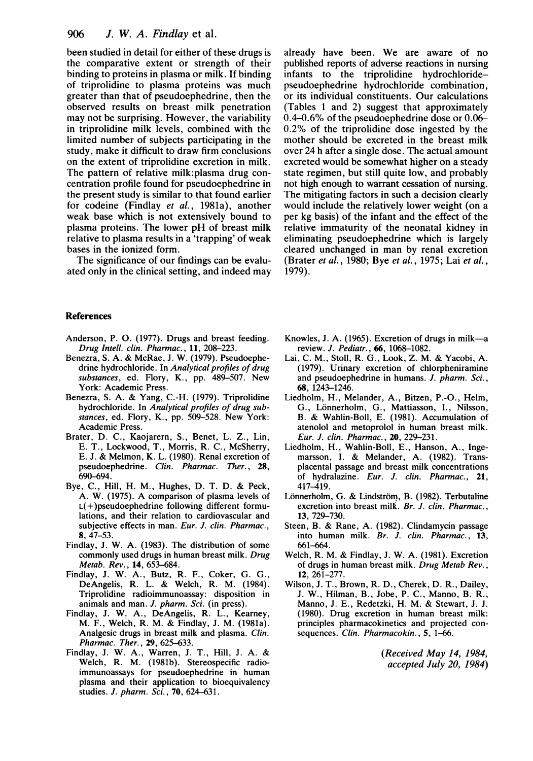been studied in detail for either of these drugs is the comparative extent or strength of their binding to proteins in plasma or milk. If binding of triprolidine to plasma proteins was much greater than that of pseudoephedrine, then the observed results on breast milk penetration may not be surprising. However, the variability in triprolidine milk levels, combined with the limited number of subjects participating in the study, make it difficult to draw firm conclusions on the extent of triprolidine excretion in milk. The pattern of relative milk:plasma drug concentration profile found for pseudoephedrine in the present study is similar to that found earlier for codeine (Findlay *et al.*, 1981a), another weak base which is not extensively bound to plasma proteins. The lower pH of breast milk relative to plasma results in a 'trapping' of weak bases in the ionized form.

The significance of our findings can be evaluated only in the clinical setting, and indeed may already have been. We are aware of no published reports of adverse reactions in nursing infants to the triprolidine hydrochloride–pseudoephedrine hydrochloride combination, or its individual constituents. Our calculations (Tables 1 and 2) suggest that approximately 0.4–0.6% of the pseudoephedrine dose or 0.06–0.2% of the triprolidine dose ingested by the mother should be excreted in the breast milk over 24 h after a single dose. The actual amount excreted would be somewhat higher on a steady state regimen, but still quite low, and probably not high enough to warrant cessation of nursing. The mitigating factors in such a decision clearly would include the relatively lower weight (on a per kg basis) of the infant and the effect of the relative immaturity of the neonatal kidney in eliminating pseudoephedrine which is largely cleared unchanged in man by renal excretion (Brater *et al.*, 1980; Bye *et al.*, 1975; Lai *et al.*, 1979).

## References

Anderson, P. O. (1977). Drugs and breast feeding. *Drug Intell. clin. Pharmac.*, **11**, 208–223.

Benezra, S. A. & McRae, J. W. (1979). Pseudoephedrine hydrochloride. In *Analytical profiles of drug substances*, ed. Flory, K., pp. 489–507. New York: Academic Press.

Benezra, S. A. & Yang, C.-H. (1979). Triprolidine hydrochloride. In *Analytical profiles of drug substances*, ed. Flory, K., pp. 509–528. New York: Academic Press.

Brater, D. C., Kaojarern, S., Benet, L. Z., Lin, E. T., Lockwood, T., Morris, R. C., McSherry, E. J. & Melmon, K. L. (1980). Renal excretion of pseudoephedrine. *Clin. Pharmac. Ther.*, **28**, 690–694.

Bye, C., Hill, H. M., Hughes, D. T. D. & Peck, A. W. (1975). A comparison of plasma levels of L(+)pseudoephedrine following different formulations, and their relation to cardiovascular and subjective effects in man. *Eur. J. clin. Pharmac.*, **8**, 47–53.

Findlay, J. W. A. (1983). The distribution of some commonly used drugs in human breast milk. *Drug Metab. Rev.*, **14**, 653–684.

Findlay, J. W. A., Butz, R. F., Coker, G. G., DeAngelis, R. L. & Welch, R. M. (1984). Triprolidine radioimmunoassay: disposition in animals and man. *J. pharm. Sci.* (in press).

Findlay, J. W. A., DeAngelis, R. L., Kearney, M. F., Welch, R. M. & Findlay, J. M. (1981a). Analgesic drugs in breast milk and plasma. *Clin. Pharmac. Ther.*, **29**, 625–633.

Findlay, J. W. A., Warren, J. T., Hill, J. A. & Welch, R. M. (1981b). Stereospecific radioimmunoassays for pseudoephedrine in human plasma and their application to bioequivalency studies. *J. pharm. Sci.*, **70**, 624–631.

Knowles, J. A. (1965). Excretion of drugs in milk—a review. *J. Pediatr.*, **66**, 1068–1082.

Lai, C. M., Stoll, R. G., Look, Z. M. & Yacobi, A. (1979). Urinary excretion of chlorpheniramine and pseudoephedrine in humans. *J. pharm. Sci.*, **68**, 1243–1246.

Liedholm, H., Melander, A., Bitzen, P.-O., Helm, G., Lönnerholm, G., Mattiasson, I., Nilsson, B. & Wahlin-Boll, E. (1981). Accumulation of atenolol and metoprolol in human breast milk. *Eur. J. clin. Pharmac.*, **20**, 229–231.

Liedholm, H., Wahlin-Boll, E., Hanson, A., Ingemarsson, I. & Melander, A. (1982). Transplacental passage and breast milk concentrations of hydralazine. *Eur. J. clin. Pharmac.*, **21**, 417–419.

Lönnerholm, G. & Lindström, B. (1982). Terbutaline excretion into breast milk. *Br. J. clin. Pharmac.*, **13**, 729–730.

Steen, B. & Rane, A. (1982). Clindamycin passage into human milk. *Br. J. clin. Pharmac.*, **13**, 661–664.

Welch, R. M. & Findlay, J. W. A. (1981). Excretion of drugs in human breast milk. *Drug Metab Rev.*, **12**, 261–277.

Wilson, J. T., Brown, R. D., Cherek, D. R., Dailey, J. W., Hilman, B., Jobe, P. C., Manno, B. R., Manno, J. E., Redetzki, H. M. & Stewart, J. J. (1980). Drug excretion in human breast milk: principles pharmacokinetics and projected consequences. *Clin. Pharmacokin.*, **5**, 1–66.

*(Received May 14, 1984, accepted July 20, 1984)*